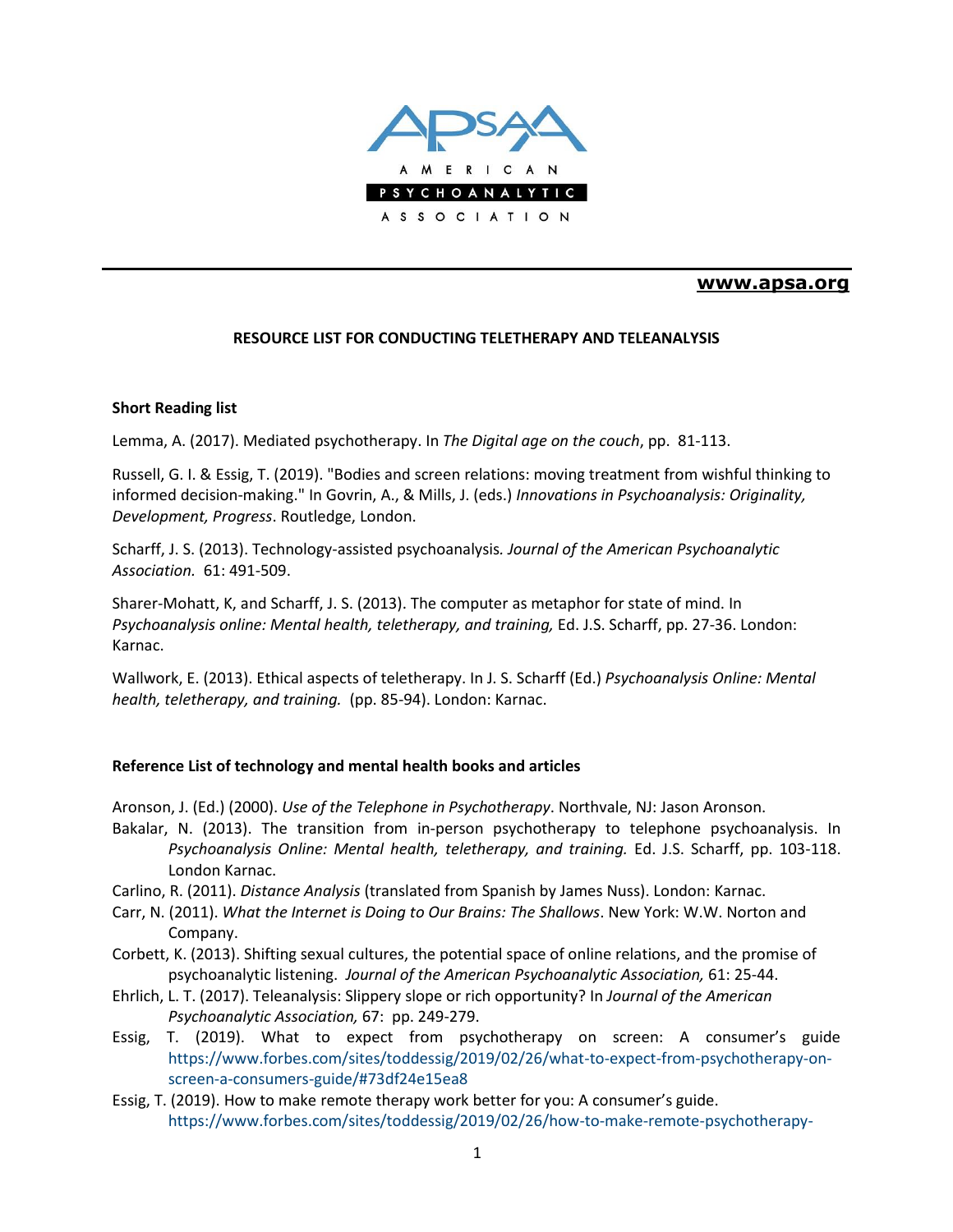AMERICAN PSYCHOANALYTIC ASSOCIATION

**www.apsa.org**

## RESOURCE LIST FOR CONDUCTING TELETHERAPY AND TELEANALYSIS

### Short Reading list

Lemma, A. (2017). Mediated psychotherapy. In *The Digital age on the couch*, pp. 81-113.

Russell, G. I. & Essig, T. (2019). "Bodies and screen relations: moving treatment from wishful thinking to informed decision-making." In Govrin, A., & Mills, J. (eds.) *Innovations in Psychoanalysis: Originality, Development, Progress*. Routledge, London.

Scharff, J. S. (2013). Technology-assisted psychoanalysis*. Journal of the American Psychoanalytic Association.* 61: 491-509.

Sharer-Mohatt, K, and Scharff, J. S. (2013). The computer as metaphor for state of mind. In *Psychoanalysis online: Mental health, teletherapy, and training,* Ed. J.S. Scharff, pp. 27-36. London: Karnac.

Wallwork, E. (2013). Ethical aspects of teletherapy. In J. S. Scharff (Ed.) *Psychoanalysis Online: Mental health, teletherapy, and training.* (pp. 85-94). London: Karnac.

### Reference List of technology and mental health books and articles

Aronson, J. (Ed.) (2000). *Use of the Telephone in Psychotherapy*. Northvale, NJ: Jason Aronson.

Bakalar, N. (2013). The transition from in-person psychotherapy to telephone psychoanalysis. In *Psychoanalysis Online: Mental health, teletherapy, and training.* Ed. J.S. Scharff, pp. 103-118. London Karnac.

Carlino, R. (2011). *Distance Analysis* (translated from Spanish by James Nuss). London: Karnac.

Carr, N. (2011). *What the Internet is Doing to Our Brains: The Shallows*. New York: W.W. Norton and Company.

Corbett, K. (2013). Shifting sexual cultures, the potential space of online relations, and the promise of psychoanalytic listening. *Journal of the American Psychoanalytic Association,* 61: 25-44.

Ehrlich, L. T. (2017). Teleanalysis: Slippery slope or rich opportunity? In *Journal of the American Psychoanalytic Association,* 67: pp. 249-279.

Essig, T. (2019). What to expect from psychotherapy on screen: A consumer's guide https://www.forbes.com/sites/toddessig/2019/02/26/what-to-expect-from-psychotherapy-on-screen-a-consumers-guide/#73df24e15ea8

Essig, T. (2019). How to make remote therapy work better for you: A consumer's guide. https://www.forbes.com/sites/toddessig/2019/02/26/how-to-make-remote-psychotherapy-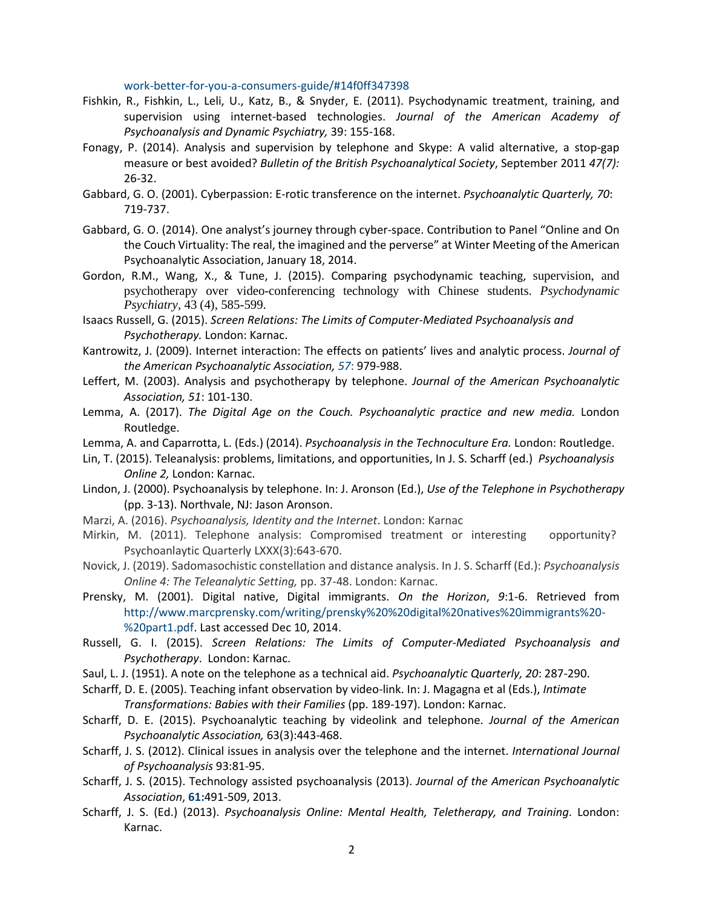work-better-for-you-a-consumers-guide/#14f0ff347398

Fishkin, R., Fishkin, L., Leli, U., Katz, B., & Snyder, E. (2011). Psychodynamic treatment, training, and supervision using internet-based technologies. *Journal of the American Academy of Psychoanalysis and Dynamic Psychiatry,* 39: 155-168.

Fonagy, P. (2014). Analysis and supervision by telephone and Skype: A valid alternative, a stop-gap measure or best avoided? *Bulletin of the British Psychoanalytical Society*, September 2011 *47(7):* 26-32.

Gabbard, G. O. (2001). Cyberpassion: E-rotic transference on the internet. *Psychoanalytic Quarterly, 70*: 719-737.

Gabbard, G. O. (2014). One analyst's journey through cyber-space. Contribution to Panel "Online and On the Couch Virtuality: The real, the imagined and the perverse" at Winter Meeting of the American Psychoanalytic Association, January 18, 2014.

Gordon, R.M., Wang, X., & Tune, J. (2015). Comparing psychodynamic teaching, supervision, and psychotherapy over video-conferencing technology with Chinese students. *Psychodynamic Psychiatry*, 43 (4), 585-599.

Isaacs Russell, G. (2015). *Screen Relations: The Limits of Computer-Mediated Psychoanalysis and Psychotherapy.* London: Karnac.

Kantrowitz, J. (2009). Internet interaction: The effects on patients' lives and analytic process. *Journal of the American Psychoanalytic Association, 57*: 979-988.

Leffert, M. (2003). Analysis and psychotherapy by telephone. *Journal of the American Psychoanalytic Association, 51*: 101-130.

Lemma, A. (2017). *The Digital Age on the Couch. Psychoanalytic practice and new media.* London Routledge.

Lemma, A. and Caparrotta, L. (Eds.) (2014). *Psychoanalysis in the Technoculture Era.* London: Routledge.

Lin, T. (2015). Teleanalysis: problems, limitations, and opportunities, In J. S. Scharff (ed.) *Psychoanalysis Online 2,* London: Karnac.

Lindon, J. (2000). Psychoanalysis by telephone. In: J. Aronson (Ed.), *Use of the Telephone in Psychotherapy* (pp. 3-13). Northvale, NJ: Jason Aronson.

Marzi, A. (2016). *Psychoanalysis, Identity and the Internet*. London: Karnac

Mirkin, M. (2011). Telephone analysis: Compromised treatment or interesting opportunity? Psychoanlaytic Quarterly LXXX(3):643-670.

Novick, J. (2019). Sadomasochistic constellation and distance analysis. In J. S. Scharff (Ed.): *Psychoanalysis Online 4: The Teleanalytic Setting,* pp. 37-48. London: Karnac.

Prensky, M. (2001). Digital native, Digital immigrants. *On the Horizon*, *9*:1-6. Retrieved from http://www.marcprensky.com/writing/prensky%20%20digital%20natives%20immigrants%20-%20part1.pdf. Last accessed Dec 10, 2014.

Russell, G. I. (2015). *Screen Relations: The Limits of Computer-Mediated Psychoanalysis and Psychotherapy*. London: Karnac.

Saul, L. J. (1951). A note on the telephone as a technical aid. *Psychoanalytic Quarterly, 20*: 287-290.

Scharff, D. E. (2005). Teaching infant observation by video-link. In: J. Magagna et al (Eds.), *Intimate Transformations: Babies with their Families* (pp. 189-197). London: Karnac.

Scharff, D. E. (2015). Psychoanalytic teaching by videolink and telephone. *Journal of the American Psychoanalytic Association,* 63(3):443-468.

Scharff, J. S. (2012). Clinical issues in analysis over the telephone and the internet. *International Journal of Psychoanalysis* 93:81-95.

Scharff, J. S. (2015). Technology assisted psychoanalysis (2013). *Journal of the American Psychoanalytic Association*, **61:**491-509, 2013.

Scharff, J. S. (Ed.) (2013). *Psychoanalysis Online: Mental Health, Teletherapy, and Training*. London: Karnac.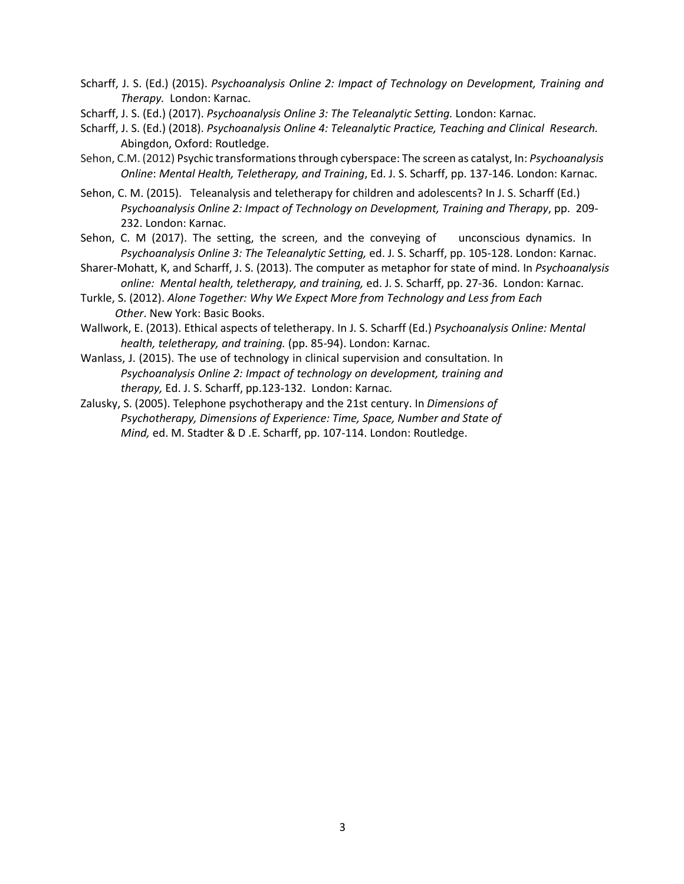Scharff, J. S. (Ed.) (2015). *Psychoanalysis Online 2: Impact of Technology on Development, Training and Therapy.* London: Karnac.

Scharff, J. S. (Ed.) (2017). *Psychoanalysis Online 3: The Teleanalytic Setting.* London: Karnac.

Scharff, J. S. (Ed.) (2018). *Psychoanalysis Online 4: Teleanalytic Practice, Teaching and Clinical Research.* Abingdon, Oxford: Routledge.

Sehon, C.M. (2012) Psychic transformations through cyberspace: The screen as catalyst, In: *Psychoanalysis Online*: *Mental Health, Teletherapy, and Training*, Ed. J. S. Scharff, pp. 137-146. London: Karnac.

Sehon, C. M. (2015). Teleanalysis and teletherapy for children and adolescents? In J. S. Scharff (Ed.) *Psychoanalysis Online 2: Impact of Technology on Development, Training and Therapy*, pp. 209-232. London: Karnac.

Sehon, C. M (2017). The setting, the screen, and the conveying of unconscious dynamics. In *Psychoanalysis Online 3: The Teleanalytic Setting,* ed. J. S. Scharff, pp. 105-128. London: Karnac.

Sharer-Mohatt, K, and Scharff, J. S. (2013). The computer as metaphor for state of mind. In *Psychoanalysis online: Mental health, teletherapy, and training,* ed. J. S. Scharff, pp. 27-36. London: Karnac.

Turkle, S. (2012). *Alone Together: Why We Expect More from Technology and Less from Each Other*. New York: Basic Books.

Wallwork, E. (2013). Ethical aspects of teletherapy. In J. S. Scharff (Ed.) *Psychoanalysis Online: Mental health, teletherapy, and training.* (pp. 85-94). London: Karnac.

Wanlass, J. (2015). The use of technology in clinical supervision and consultation. In *Psychoanalysis Online 2: Impact of technology on development, training and therapy,* Ed. J. S. Scharff, pp.123-132. London: Karnac.

Zalusky, S. (2005). Telephone psychotherapy and the 21st century. In *Dimensions of Psychotherapy, Dimensions of Experience: Time, Space, Number and State of Mind,* ed. M. Stadter & D .E. Scharff, pp. 107-114. London: Routledge.